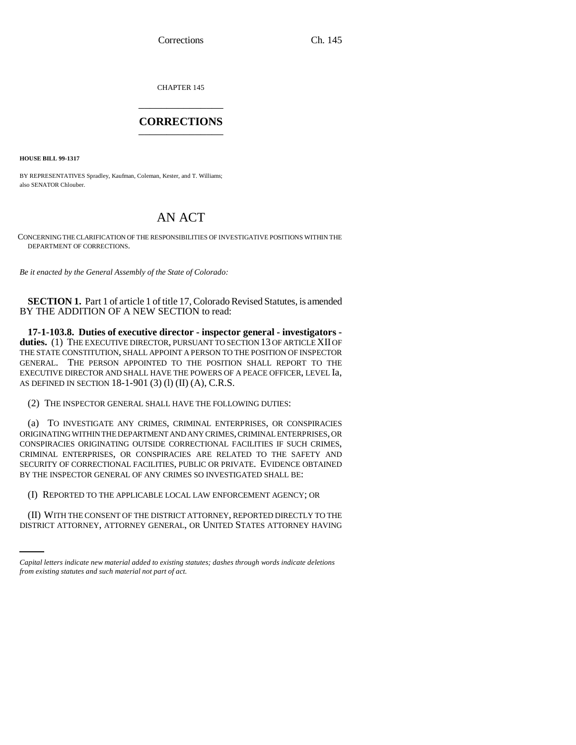CHAPTER 145

# CORRECTIONS

**HOUSE BILL 99-1317**

BY REPRESENTATIVES Spradley, Kaufman, Coleman, Kester, and T. Williams; also SENATOR Chlouber.

# AN ACT

CONCERNING THE CLARIFICATION OF THE RESPONSIBILITIES OF INVESTIGATIVE POSITIONS WITHIN THE DEPARTMENT OF CORRECTIONS.

*Be it enacted by the General Assembly of the State of Colorado:*

**SECTION 1.** Part 1 of article 1 of title 17, Colorado Revised Statutes, is amended BY THE ADDITION OF A NEW SECTION to read:

**17-1-103.8. Duties of executive director - inspector general - investigators - duties.** (1) THE EXECUTIVE DIRECTOR, PURSUANT TO SECTION 13 OF ARTICLE XII OF THE STATE CONSTITUTION, SHALL APPOINT A PERSON TO THE POSITION OF INSPECTOR GENERAL. THE PERSON APPOINTED TO THE POSITION SHALL REPORT TO THE EXECUTIVE DIRECTOR AND SHALL HAVE THE POWERS OF A PEACE OFFICER, LEVEL Ia, AS DEFINED IN SECTION 18-1-901 (3) (l) (II) (A), C.R.S.

(2) THE INSPECTOR GENERAL SHALL HAVE THE FOLLOWING DUTIES:

(a) TO INVESTIGATE ANY CRIMES, CRIMINAL ENTERPRISES, OR CONSPIRACIES ORIGINATING WITHIN THE DEPARTMENT AND ANY CRIMES, CRIMINAL ENTERPRISES, OR CONSPIRACIES ORIGINATING OUTSIDE CORRECTIONAL FACILITIES IF SUCH CRIMES, CRIMINAL ENTERPRISES, OR CONSPIRACIES ARE RELATED TO THE SAFETY AND SECURITY OF CORRECTIONAL FACILITIES, PUBLIC OR PRIVATE. EVIDENCE OBTAINED BY THE INSPECTOR GENERAL OF ANY CRIMES SO INVESTIGATED SHALL BE:

(I) REPORTED TO THE APPLICABLE LOCAL LAW ENFORCEMENT AGENCY; OR

(II) WITH THE CONSENT OF THE DISTRICT ATTORNEY, REPORTED DIRECTLY TO THE DISTRICT ATTORNEY, ATTORNEY GENERAL, OR UNITED STATES ATTORNEY HAVING

*Capital letters indicate new material added to existing statutes; dashes through words indicate deletions from existing statutes and such material not part of act.*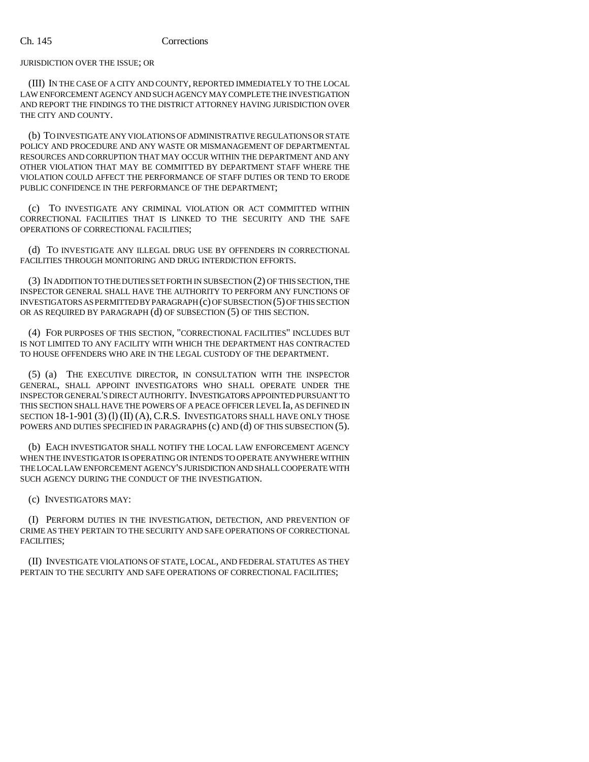JURISDICTION OVER THE ISSUE; OR

(III) IN THE CASE OF A CITY AND COUNTY, REPORTED IMMEDIATELY TO THE LOCAL LAW ENFORCEMENT AGENCY AND SUCH AGENCY MAY COMPLETE THE INVESTIGATION AND REPORT THE FINDINGS TO THE DISTRICT ATTORNEY HAVING JURISDICTION OVER THE CITY AND COUNTY.

(b) TO INVESTIGATE ANY VIOLATIONS OF ADMINISTRATIVE REGULATIONS OR STATE POLICY AND PROCEDURE AND ANY WASTE OR MISMANAGEMENT OF DEPARTMENTAL RESOURCES AND CORRUPTION THAT MAY OCCUR WITHIN THE DEPARTMENT AND ANY OTHER VIOLATION THAT MAY BE COMMITTED BY DEPARTMENT STAFF WHERE THE VIOLATION COULD AFFECT THE PERFORMANCE OF STAFF DUTIES OR TEND TO ERODE PUBLIC CONFIDENCE IN THE PERFORMANCE OF THE DEPARTMENT;

(c) TO INVESTIGATE ANY CRIMINAL VIOLATION OR ACT COMMITTED WITHIN CORRECTIONAL FACILITIES THAT IS LINKED TO THE SECURITY AND THE SAFE OPERATIONS OF CORRECTIONAL FACILITIES;

(d) TO INVESTIGATE ANY ILLEGAL DRUG USE BY OFFENDERS IN CORRECTIONAL FACILITIES THROUGH MONITORING AND DRUG INTERDICTION EFFORTS.

(3) IN ADDITION TO THE DUTIES SET FORTH IN SUBSECTION (2) OF THIS SECTION, THE INSPECTOR GENERAL SHALL HAVE THE AUTHORITY TO PERFORM ANY FUNCTIONS OF INVESTIGATORS AS PERMITTED BY PARAGRAPH (c) OF SUBSECTION (5) OF THIS SECTION OR AS REQUIRED BY PARAGRAPH (d) OF SUBSECTION (5) OF THIS SECTION.

(4) FOR PURPOSES OF THIS SECTION, "CORRECTIONAL FACILITIES" INCLUDES BUT IS NOT LIMITED TO ANY FACILITY WITH WHICH THE DEPARTMENT HAS CONTRACTED TO HOUSE OFFENDERS WHO ARE IN THE LEGAL CUSTODY OF THE DEPARTMENT.

(5) (a) THE EXECUTIVE DIRECTOR, IN CONSULTATION WITH THE INSPECTOR GENERAL, SHALL APPOINT INVESTIGATORS WHO SHALL OPERATE UNDER THE INSPECTOR GENERAL'S DIRECT AUTHORITY. INVESTIGATORS APPOINTED PURSUANT TO THIS SECTION SHALL HAVE THE POWERS OF A PEACE OFFICER LEVEL Ia, AS DEFINED IN SECTION 18-1-901 (3) (l) (II) (A), C.R.S. INVESTIGATORS SHALL HAVE ONLY THOSE POWERS AND DUTIES SPECIFIED IN PARAGRAPHS (c) AND (d) OF THIS SUBSECTION (5).

(b) EACH INVESTIGATOR SHALL NOTIFY THE LOCAL LAW ENFORCEMENT AGENCY WHEN THE INVESTIGATOR IS OPERATING OR INTENDS TO OPERATE ANYWHERE WITHIN THE LOCAL LAW ENFORCEMENT AGENCY'S JURISDICTION AND SHALL COOPERATE WITH SUCH AGENCY DURING THE CONDUCT OF THE INVESTIGATION.

(c) INVESTIGATORS MAY:

(I) PERFORM DUTIES IN THE INVESTIGATION, DETECTION, AND PREVENTION OF CRIME AS THEY PERTAIN TO THE SECURITY AND SAFE OPERATIONS OF CORRECTIONAL FACILITIES;

(II) INVESTIGATE VIOLATIONS OF STATE, LOCAL, AND FEDERAL STATUTES AS THEY PERTAIN TO THE SECURITY AND SAFE OPERATIONS OF CORRECTIONAL FACILITIES;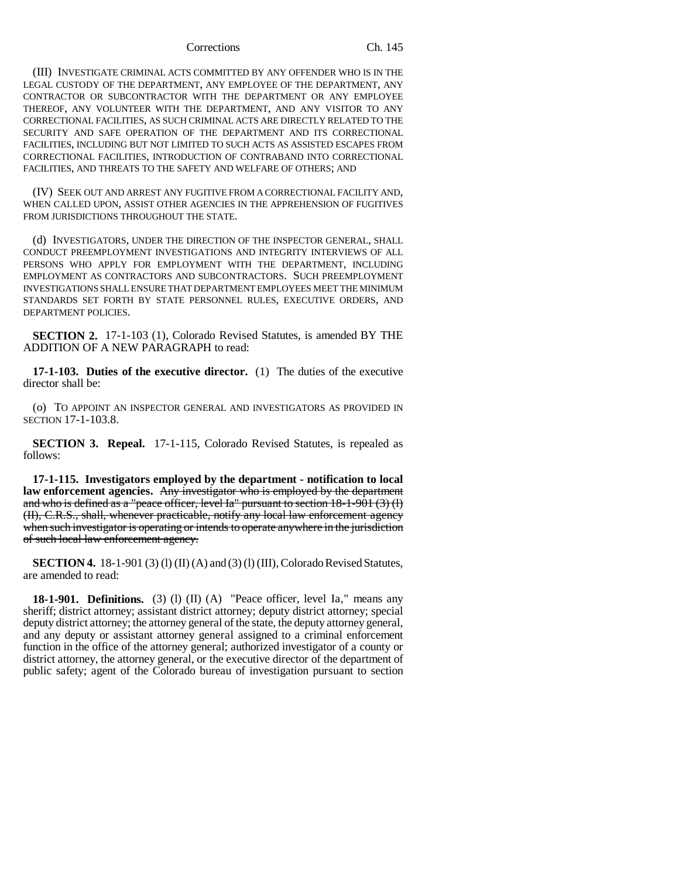(III) INVESTIGATE CRIMINAL ACTS COMMITTED BY ANY OFFENDER WHO IS IN THE LEGAL CUSTODY OF THE DEPARTMENT, ANY EMPLOYEE OF THE DEPARTMENT, ANY CONTRACTOR OR SUBCONTRACTOR WITH THE DEPARTMENT OR ANY EMPLOYEE THEREOF, ANY VOLUNTEER WITH THE DEPARTMENT, AND ANY VISITOR TO ANY CORRECTIONAL FACILITIES, AS SUCH CRIMINAL ACTS ARE DIRECTLY RELATED TO THE SECURITY AND SAFE OPERATION OF THE DEPARTMENT AND ITS CORRECTIONAL FACILITIES, INCLUDING BUT NOT LIMITED TO SUCH ACTS AS ASSISTED ESCAPES FROM CORRECTIONAL FACILITIES, INTRODUCTION OF CONTRABAND INTO CORRECTIONAL FACILITIES, AND THREATS TO THE SAFETY AND WELFARE OF OTHERS; AND

(IV) SEEK OUT AND ARREST ANY FUGITIVE FROM A CORRECTIONAL FACILITY AND, WHEN CALLED UPON, ASSIST OTHER AGENCIES IN THE APPREHENSION OF FUGITIVES FROM JURISDICTIONS THROUGHOUT THE STATE.

(d) INVESTIGATORS, UNDER THE DIRECTION OF THE INSPECTOR GENERAL, SHALL CONDUCT PREEMPLOYMENT INVESTIGATIONS AND INTEGRITY INTERVIEWS OF ALL PERSONS WHO APPLY FOR EMPLOYMENT WITH THE DEPARTMENT, INCLUDING EMPLOYMENT AS CONTRACTORS AND SUBCONTRACTORS. SUCH PREEMPLOYMENT INVESTIGATIONS SHALL ENSURE THAT DEPARTMENT EMPLOYEES MEET THE MINIMUM STANDARDS SET FORTH BY STATE PERSONNEL RULES, EXECUTIVE ORDERS, AND DEPARTMENT POLICIES.

**SECTION 2.** 17-1-103 (1), Colorado Revised Statutes, is amended BY THE ADDITION OF A NEW PARAGRAPH to read:

**17-1-103. Duties of the executive director.** (1) The duties of the executive director shall be:

(o) TO APPOINT AN INSPECTOR GENERAL AND INVESTIGATORS AS PROVIDED IN SECTION 17-1-103.8.

**SECTION 3. Repeal.** 17-1-115, Colorado Revised Statutes, is repealed as follows:

**17-1-115. Investigators employed by the department - notification to local law enforcement agencies.** ~~Any investigator who is employed by the department and who is defined as a "peace officer, level Ia" pursuant to section 18-1-901 (3) (l) (II), C.R.S., shall, whenever practicable, notify any local law enforcement agency when such investigator is operating or intends to operate anywhere in the jurisdiction of such local law enforcement agency.~~

**SECTION 4.** 18-1-901 (3) (l) (II) (A) and (3) (l) (III), Colorado Revised Statutes, are amended to read:

**18-1-901. Definitions.** (3) (l) (II) (A) "Peace officer, level Ia," means any sheriff; district attorney; assistant district attorney; deputy district attorney; special deputy district attorney; the attorney general of the state, the deputy attorney general, and any deputy or assistant attorney general assigned to a criminal enforcement function in the office of the attorney general; authorized investigator of a county or district attorney, the attorney general, or the executive director of the department of public safety; agent of the Colorado bureau of investigation pursuant to section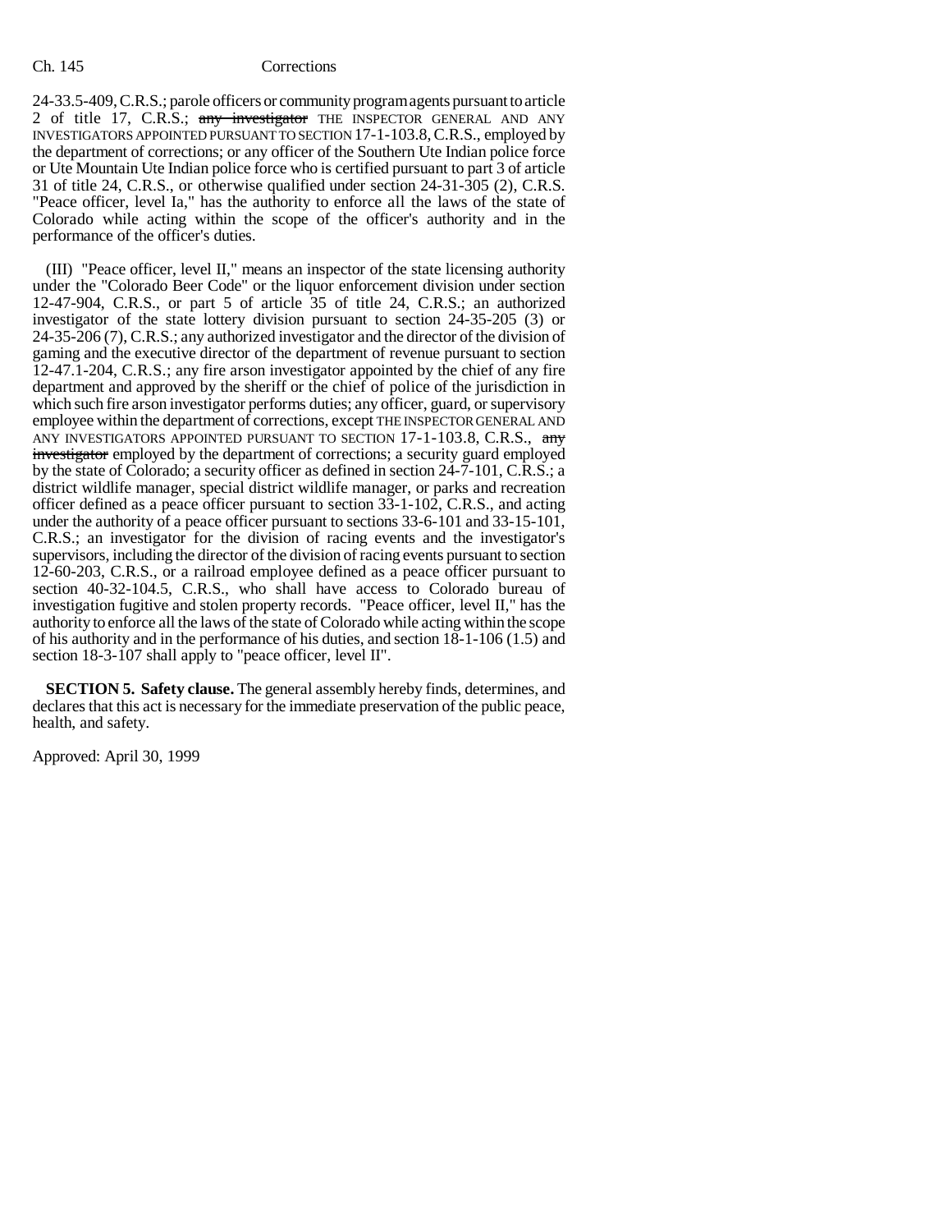24-33.5-409, C.R.S.; parole officers or community program agents pursuant to article 2 of title 17, C.R.S.; ~~any investigator~~ THE INSPECTOR GENERAL AND ANY INVESTIGATORS APPOINTED PURSUANT TO SECTION 17-1-103.8, C.R.S., employed by the department of corrections; or any officer of the Southern Ute Indian police force or Ute Mountain Ute Indian police force who is certified pursuant to part 3 of article 31 of title 24, C.R.S., or otherwise qualified under section 24-31-305 (2), C.R.S. "Peace officer, level Ia," has the authority to enforce all the laws of the state of Colorado while acting within the scope of the officer's authority and in the performance of the officer's duties.

(III) "Peace officer, level II," means an inspector of the state licensing authority under the "Colorado Beer Code" or the liquor enforcement division under section 12-47-904, C.R.S., or part 5 of article 35 of title 24, C.R.S.; an authorized investigator of the state lottery division pursuant to section 24-35-205 (3) or 24-35-206 (7), C.R.S.; any authorized investigator and the director of the division of gaming and the executive director of the department of revenue pursuant to section 12-47.1-204, C.R.S.; any fire arson investigator appointed by the chief of any fire department and approved by the sheriff or the chief of police of the jurisdiction in which such fire arson investigator performs duties; any officer, guard, or supervisory employee within the department of corrections, except THE INSPECTOR GENERAL AND ANY INVESTIGATORS APPOINTED PURSUANT TO SECTION 17-1-103.8, C.R.S., ~~any investigator~~ employed by the department of corrections; a security guard employed by the state of Colorado; a security officer as defined in section 24-7-101, C.R.S.; a district wildlife manager, special district wildlife manager, or parks and recreation officer defined as a peace officer pursuant to section 33-1-102, C.R.S., and acting under the authority of a peace officer pursuant to sections 33-6-101 and 33-15-101, C.R.S.; an investigator for the division of racing events and the investigator's supervisors, including the director of the division of racing events pursuant to section 12-60-203, C.R.S., or a railroad employee defined as a peace officer pursuant to section 40-32-104.5, C.R.S., who shall have access to Colorado bureau of investigation fugitive and stolen property records. "Peace officer, level II," has the authority to enforce all the laws of the state of Colorado while acting within the scope of his authority and in the performance of his duties, and section 18-1-106 (1.5) and section 18-3-107 shall apply to "peace officer, level II".

**SECTION 5. Safety clause.** The general assembly hereby finds, determines, and declares that this act is necessary for the immediate preservation of the public peace, health, and safety.

Approved: April 30, 1999